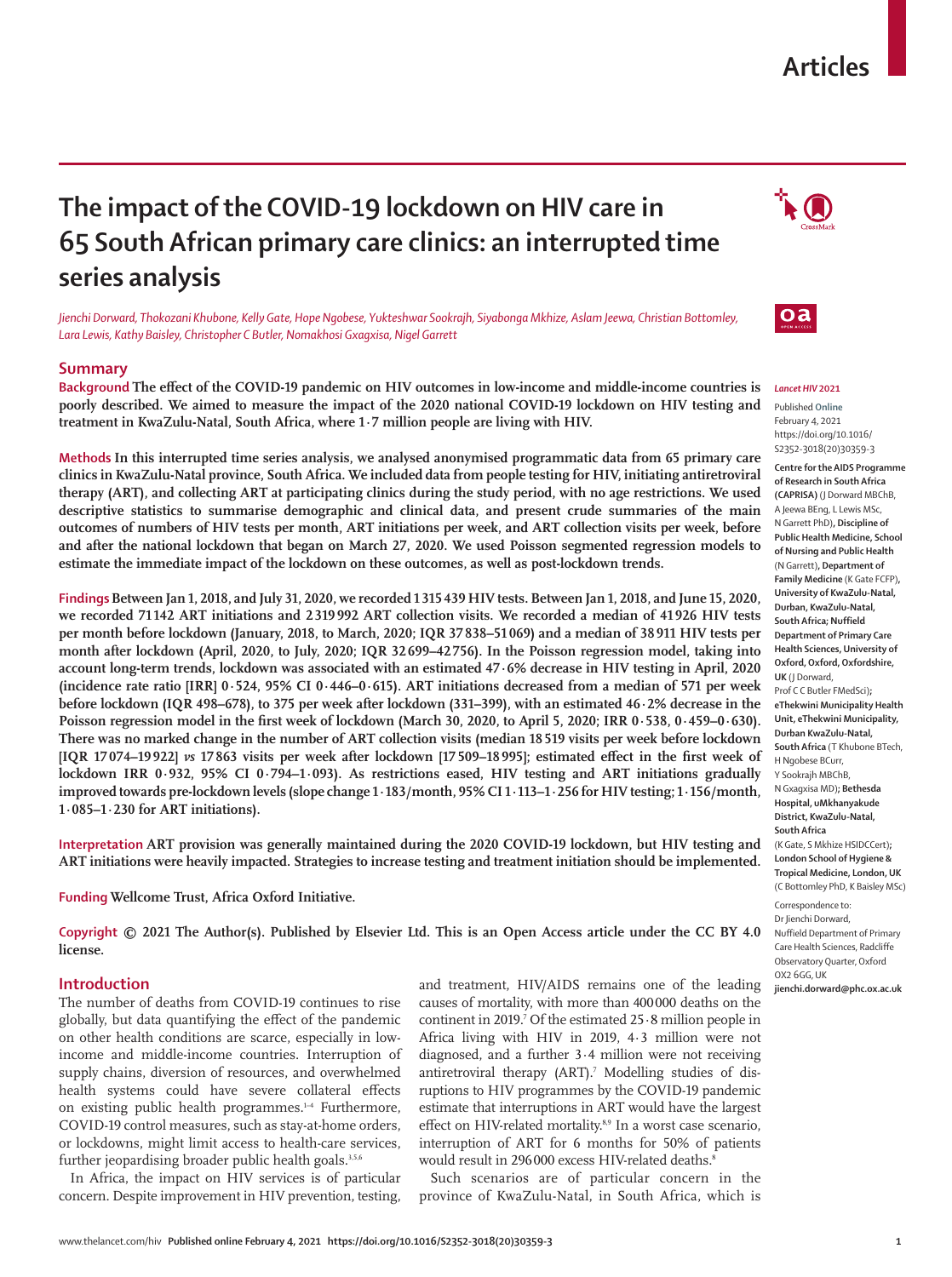# The impact of the COVID-19 lockdown on HIV care in 65 South African primary care clinics: an interrupted time series analysis

*Jienchi Dorward, Thokozani Khubone, Kelly Gate, Hope Ngobese, Yukteshwar Sookrajh, Siyabonga Mkhize, Aslam Jeewa, Christian Bottomley, Lara Lewis, Kathy Baisley, Christopher C Butler, Nomakhosi Gxagxisa, Nigel Garrett*

## Summary

**Background** The effect of the COVID-19 pandemic on HIV outcomes in low-income and middle-income countries is poorly described. We aimed to measure the impact of the 2020 national COVID-19 lockdown on HIV testing and treatment in KwaZulu-Natal, South Africa, where 1·7 million people are living with HIV.

**Methods** In this interrupted time series analysis, we analysed anonymised programmatic data from 65 primary care clinics in KwaZulu-Natal province, South Africa. We included data from people testing for HIV, initiating antiretroviral therapy (ART), and collecting ART at participating clinics during the study period, with no age restrictions. We used descriptive statistics to summarise demographic and clinical data, and present crude summaries of the main outcomes of numbers of HIV tests per month, ART initiations per week, and ART collection visits per week, before and after the national lockdown that began on March 27, 2020. We used Poisson segmented regression models to estimate the immediate impact of the lockdown on these outcomes, as well as post-lockdown trends.

**Findings** Between Jan 1, 2018, and July 31, 2020, we recorded 1 315 439 HIV tests. Between Jan 1, 2018, and June 15, 2020, we recorded 71 142 ART initiations and 2 319 992 ART collection visits. We recorded a median of 41 926 HIV tests per month before lockdown (January, 2018, to March, 2020; IQR 37 838–51 069) and a median of 38 911 HIV tests per month after lockdown (April, 2020, to July, 2020; IQR 32 699–42 756). In the Poisson regression model, taking into account long-term trends, lockdown was associated with an estimated 47·6% decrease in HIV testing in April, 2020 (incidence rate ratio [IRR] 0·524, 95% CI 0·446–0·615). ART initiations decreased from a median of 571 per week before lockdown (IQR 498–678), to 375 per week after lockdown (331–399), with an estimated 46·2% decrease in the Poisson regression model in the first week of lockdown (March 30, 2020, to April 5, 2020; IRR 0·538, 0·459–0·630). There was no marked change in the number of ART collection visits (median 18 519 visits per week before lockdown [IQR 17 074–19 922] *vs* 17 863 visits per week after lockdown [17 509–18 995]; estimated effect in the first week of lockdown IRR 0·932, 95% CI 0·794–1·093). As restrictions eased, HIV testing and ART initiations gradually improved towards pre-lockdown levels (slope change 1·183/month, 95% CI 1·113–1·256 for HIV testing; 1·156/month, 1·085–1·230 for ART initiations).

**Interpretation** ART provision was generally maintained during the 2020 COVID-19 lockdown, but HIV testing and ART initiations were heavily impacted. Strategies to increase testing and treatment initiation should be implemented.

**Funding** Wellcome Trust, Africa Oxford Initiative.

**Copyright** © 2021 The Author(s). Published by Elsevier Ltd. This is an Open Access article under the CC BY 4.0 license.

*Lancet HIV* 2021

Published **Online** February 4, 2021 https://doi.org/10.1016/S2352-3018(20)30359-3

**Centre for the AIDS Programme of Research in South Africa (CAPRISA)** (J Dorward MBChB, A Jeewa BEng, L Lewis MSc, N Garrett PhD)**, Discipline of Public Health Medicine, School of Nursing and Public Health** (N Garrett)**, Department of Family Medicine** (K Gate FCFP)**, University of KwaZulu-Natal, Durban, KwaZulu-Natal, South Africa; Nuffield Department of Primary Care Health Sciences, University of Oxford, Oxford, Oxfordshire, UK** (J Dorward, Prof C C Butler FMedSci)**; eThekwini Municipality Health Unit, eThekwini Municipality, Durban KwaZulu-Natal, South Africa** (T Khubone BTech, H Ngobese BCurr, Y Sookrajh MBChB, N Gxagxisa MD)**; Bethesda Hospital, uMkhanyakude District, KwaZulu-Natal, South Africa** (K Gate, S Mkhize HSIDCCert)**; London School of Hygiene & Tropical Medicine, London, UK** (C Bottomley PhD, K Baisley MSc)

Correspondence to: Dr Jienchi Dorward, Nuffield Department of Primary Care Health Sciences, Radcliffe Observatory Quarter, Oxford OX2 6GG, UK **jienchi.dorward@phc.ox.ac.uk**

## Introduction

The number of deaths from COVID-19 continues to rise globally, but data quantifying the effect of the pandemic on other health conditions are scarce, especially in low-income and middle-income countries. Interruption of supply chains, diversion of resources, and overwhelmed health systems could have severe collateral effects on existing public health programmes.[1–4] Furthermore, COVID-19 control measures, such as stay-at-home orders, or lockdowns, might limit access to health-care services, further jeopardising broader public health goals.[3,5,6]

In Africa, the impact on HIV services is of particular concern. Despite improvement in HIV prevention, testing, and treatment, HIV/AIDS remains one of the leading causes of mortality, with more than 400 000 deaths on the continent in 2019.[7] Of the estimated 25·8 million people in Africa living with HIV in 2019, 4·3 million were not diagnosed, and a further 3·4 million were not receiving antiretroviral therapy (ART).[7] Modelling studies of disruptions to HIV programmes by the COVID-19 pandemic estimate that interruptions in ART would have the largest effect on HIV-related mortality.[8,9] In a worst case scenario, interruption of ART for 6 months for 50% of patients would result in 296 000 excess HIV-related deaths.[8]

Such scenarios are of particular concern in the province of KwaZulu-Natal, in South Africa, which is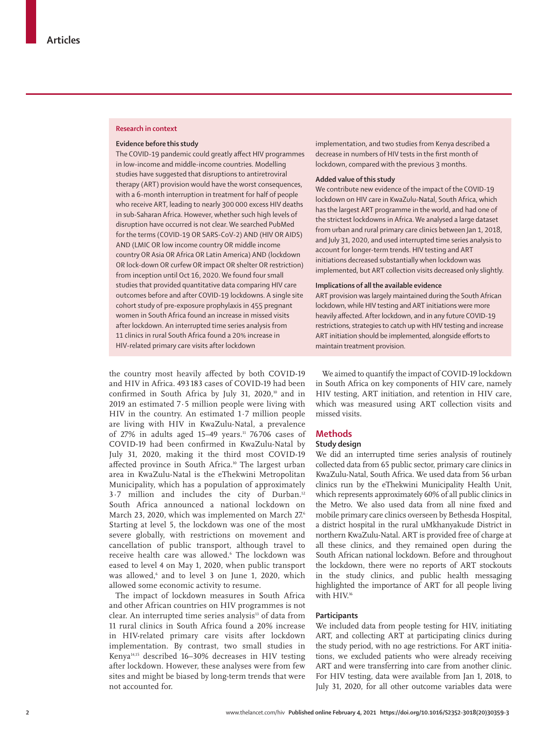## Research in context

**Evidence before this study**

The COVID-19 pandemic could greatly affect HIV programmes in low-income and middle-income countries. Modelling studies have suggested that disruptions to antiretroviral therapy (ART) provision would have the worst consequences, with a 6-month interruption in treatment for half of people who receive ART, leading to nearly 300 000 excess HIV deaths in sub-Saharan Africa. However, whether such high levels of disruption have occurred is not clear. We searched PubMed for the terms (COVID-19 OR SARS-CoV-2) AND (HIV OR AIDS) AND (LMIC OR low income country OR middle income country OR Asia OR Africa OR Latin America) AND (lockdown OR lock-down OR curfew OR impact OR shelter OR restriction) from inception until Oct 16, 2020. We found four small studies that provided quantitative data comparing HIV care outcomes before and after COVID-19 lockdowns. A single site cohort study of pre-exposure prophylaxis in 455 pregnant women in South Africa found an increase in missed visits after lockdown. An interrupted time series analysis from 11 clinics in rural South Africa found a 20% increase in HIV-related primary care visits after lockdown implementation, and two studies from Kenya described a decrease in numbers of HIV tests in the first month of lockdown, compared with the previous 3 months.

**Added value of this study**

We contribute new evidence of the impact of the COVID-19 lockdown on HIV care in KwaZulu-Natal, South Africa, which has the largest ART programme in the world, and had one of the strictest lockdowns in Africa. We analysed a large dataset from urban and rural primary care clinics between Jan 1, 2018, and July 31, 2020, and used interrupted time series analysis to account for longer-term trends. HIV testing and ART initiations decreased substantially when lockdown was implemented, but ART collection visits decreased only slightly.

**Implications of all the available evidence**

ART provision was largely maintained during the South African lockdown, while HIV testing and ART initiations were more heavily affected. After lockdown, and in any future COVID-19 restrictions, strategies to catch up with HIV testing and increase ART initiation should be implemented, alongside efforts to maintain treatment provision.

the country most heavily affected by both COVID-19 and HIV in Africa. 493 183 cases of COVID-19 had been confirmed in South Africa by July 31, 2020,[10] and in 2019 an estimated 7·5 million people were living with HIV in the country. An estimated 1·7 million people are living with HIV in KwaZulu-Natal, a prevalence of 27% in adults aged 15–49 years.[11] 76 706 cases of COVID-19 had been confirmed in KwaZulu-Natal by July 31, 2020, making it the third most COVID-19 affected province in South Africa.[10] The largest urban area in KwaZulu-Natal is the eThekwini Metropolitan Municipality, which has a population of approximately 3·7 million and includes the city of Durban.[12] South Africa announced a national lockdown on March 23, 2020, which was implemented on March 27.[6] Starting at level 5, the lockdown was one of the most severe globally, with restrictions on movement and cancellation of public transport, although travel to receive health care was allowed.[6] The lockdown was eased to level 4 on May 1, 2020, when public transport was allowed,[6] and to level 3 on June 1, 2020, which allowed some economic activity to resume.

The impact of lockdown measures in South Africa and other African countries on HIV programmes is not clear. An interrupted time series analysis[13] of data from 11 rural clinics in South Africa found a 20% increase in HIV-related primary care visits after lockdown implementation. By contrast, two small studies in Kenya[14,15] described 16–30% decreases in HIV testing after lockdown. However, these analyses were from few sites and might be biased by long-term trends that were not accounted for.

We aimed to quantify the impact of COVID-19 lockdown in South Africa on key components of HIV care, namely HIV testing, ART initiation, and retention in HIV care, which was measured using ART collection visits and missed visits.

## Methods

### Study design

We did an interrupted time series analysis of routinely collected data from 65 public sector, primary care clinics in KwaZulu-Natal, South Africa. We used data from 56 urban clinics run by the eThekwini Municipality Health Unit, which represents approximately 60% of all public clinics in the Metro. We also used data from all nine fixed and mobile primary care clinics overseen by Bethesda Hospital, a district hospital in the rural uMkhanyakude District in northern KwaZulu-Natal. ART is provided free of charge at all these clinics, and they remained open during the South African national lockdown. Before and throughout the lockdown, there were no reports of ART stockouts in the study clinics, and public health messaging highlighted the importance of ART for all people living with HIV.[16]

### Participants

We included data from people testing for HIV, initiating ART, and collecting ART at participating clinics during the study period, with no age restrictions. For ART initiations, we excluded patients who were already receiving ART and were transferring into care from another clinic. For HIV testing, data were available from Jan 1, 2018, to July 31, 2020, for all other outcome variables data were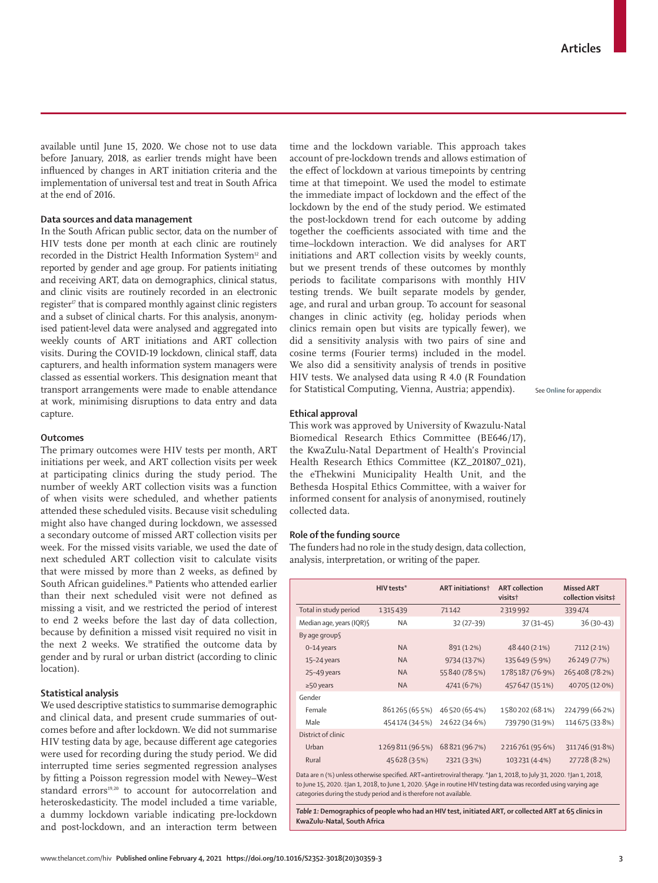available until June 15, 2020. We chose not to use data before January, 2018, as earlier trends might have been influenced by changes in ART initiation criteria and the implementation of universal test and treat in South Africa at the end of 2016.

### Data sources and data management

In the South African public sector, data on the number of HIV tests done per month at each clinic are routinely recorded in the District Health Information System[12] and reported by gender and age group. For patients initiating and receiving ART, data on demographics, clinical status, and clinic visits are routinely recorded in an electronic register[17] that is compared monthly against clinic registers and a subset of clinical charts. For this analysis, anonymised patient-level data were analysed and aggregated into weekly counts of ART initiations and ART collection visits. During the COVID-19 lockdown, clinical staff, data capturers, and health information system managers were classed as essential workers. This designation meant that transport arrangements were made to enable attendance at work, minimising disruptions to data entry and data capture.

### Outcomes

The primary outcomes were HIV tests per month, ART initiations per week, and ART collection visits per week at participating clinics during the study period. The number of weekly ART collection visits was a function of when visits were scheduled, and whether patients attended these scheduled visits. Because visit scheduling might also have changed during lockdown, we assessed a secondary outcome of missed ART collection visits per week. For the missed visits variable, we used the date of next scheduled ART collection visit to calculate visits that were missed by more than 2 weeks, as defined by South African guidelines.[18] Patients who attended earlier than their next scheduled visit were not defined as missing a visit, and we restricted the period of interest to end 2 weeks before the last day of data collection, because by definition a missed visit required no visit in the next 2 weeks. We stratified the outcome data by gender and by rural or urban district (according to clinic location).

### Statistical analysis

We used descriptive statistics to summarise demographic and clinical data, and present crude summaries of outcomes before and after lockdown. We did not summarise HIV testing data by age, because different age categories were used for recording during the study period. We did interrupted time series segmented regression analyses by fitting a Poisson regression model with Newey–West standard errors[19,20] to account for autocorrelation and heteroskedasticity. The model included a time variable, a dummy lockdown variable indicating pre-lockdown and post-lockdown, and an interaction term between time and the lockdown variable. This approach takes account of pre-lockdown trends and allows estimation of the effect of lockdown at various timepoints by centring time at that timepoint. We used the model to estimate the immediate impact of lockdown and the effect of the lockdown by the end of the study period. We estimated the post-lockdown trend for each outcome by adding together the coefficients associated with time and the time–lockdown interaction. We did analyses for ART initiations and ART collection visits by weekly counts, but we present trends of these outcomes by monthly periods to facilitate comparisons with monthly HIV testing trends. We built separate models by gender, age, and rural and urban group. To account for seasonal changes in clinic activity (eg, holiday periods when clinics remain open but visits are typically fewer), we did a sensitivity analysis with two pairs of sine and cosine terms (Fourier terms) included in the model. We also did a sensitivity analysis of trends in positive HIV tests. We analysed data using R 4.0 (R Foundation for Statistical Computing, Vienna, Austria; appendix).

See **Online** for appendix

### Ethical approval

This work was approved by University of Kwazulu-Natal Biomedical Research Ethics Committee (BE646/17), the KwaZulu-Natal Department of Health's Provincial Health Research Ethics Committee (KZ_201807_021), the eThekwini Municipality Health Unit, and the Bethesda Hospital Ethics Committee, with a waiver for informed consent for analysis of anonymised, routinely collected data.

### Role of the funding source

The funders had no role in the study design, data collection, analysis, interpretation, or writing of the paper.

| | HIV tests* | ART initiations† | ART collection visits† | Missed ART collection visits‡ |
|---|---|---|---|---|
| Total in study period | 1315439 | 71142 | 2319992 | 339474 |
| Median age, years (IQR)§ | NA | 32 (27–39) | 37 (31–45) | 36 (30–43) |
| By age group§ | | | | |
| 0–14 years | NA | 891 (1·2%) | 48440 (2·1%) | 7112 (2·1%) |
| 15–24 years | NA | 9734 (13·7%) | 135649 (5·9%) | 26249 (7·7%) |
| 25–49 years | NA | 55840 (78·5%) | 1785187 (76·9%) | 265408 (78·2%) |
| ≥50 years | NA | 4741 (6·7%) | 457647 (15·1%) | 40705 (12·0%) |
| Gender | | | | |
| Female | 861265 (65·5%) | 46520 (65·4%) | 1580202 (68·1%) | 224799 (66·2%) |
| Male | 454174 (34·5%) | 24622 (34·6%) | 739790 (31·9%) | 114675 (33·8%) |
| District of clinic | | | | |
| Urban | 1269811 (96·5%) | 68821 (96·7%) | 2216761 (95·6%) | 311746 (91·8%) |
| Rural | 45628 (3·5%) | 2321 (3·3%) | 103231 (4·4%) | 27728 (8·2%) |

Data are n (%) unless otherwise specified. ART=antiretroviral therapy. *Jan 1, 2018, to July 31, 2020. †Jan 1, 2018, to June 15, 2020. ‡Jan 1, 2018, to June 1, 2020. §Age in routine HIV testing data was recorded using varying age categories during the study period and is therefore not available.

*Table 1:* **Demographics of people who had an HIV test, initiated ART, or collected ART at 65 clinics in KwaZulu-Natal, South Africa**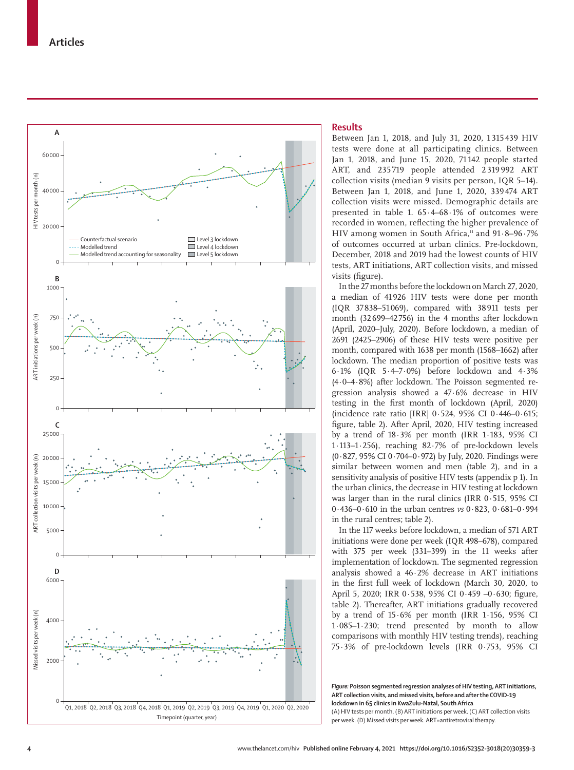## Results

Between Jan 1, 2018, and July 31, 2020, 1 315 439 HIV tests were done at all participating clinics. Between Jan 1, 2018, and June 15, 2020, 71 142 people started ART, and 235 719 people attended 2 319 992 ART collection visits (median 9 visits per person, IQR 5–14). Between Jan 1, 2018, and June 15, 2020, 339 474 ART collection visits were missed. Demographic details are presented in table 1. 65·4–68·1% of outcomes were recorded in women, reflecting the higher prevalence of HIV among women in South Africa,[11] and 91·8–96·7% of outcomes occurred at urban clinics. Pre-lockdown, December, 2018 and 2019 had the lowest counts of HIV tests, ART initiations, ART collection visits, and missed visits (figure).

In the 27 months before the lockdown on March 27, 2020, a median of 41 926 HIV tests were done per month (IQR 37 838–51 069), compared with 38 911 tests per month (32 699–42 756) in the 4 months after lockdown (April, 2020–July, 2020). Before lockdown, a median of 2691 (2425–2906) of these HIV tests were positive per month, compared with 1638 per month (1568–1662) after lockdown. The median proportion of positive tests was 6·1% (IQR 5·4–7·0%) before lockdown and 4·3% (4·0–4·8%) after lockdown. The Poisson segmented regression analysis showed a 47·6% decrease in HIV testing in the first month of lockdown (April, 2020) (incidence rate ratio [IRR] 0·524, 95% CI 0·446–0·615; figure, table 2). After April, 2020, HIV testing increased by a trend of 18·3% per month (IRR 1·183, 95% CI 1·113–1·256), reaching 82·7% of pre-lockdown levels (0·827, 95% CI 0·704–0·972) by July, 2020. Findings were similar between women and men (table 2), and in a sensitivity analysis of positive HIV tests (appendix p 1). In the urban clinics, the decrease in HIV testing at lockdown was larger than in the rural clinics (IRR 0·515, 95% CI 0·436–0·610 in the urban centres *vs* 0·823, 0·681–0·994 in the rural centres; table 2).

In the 117 weeks before lockdown, a median of 571 ART initiations were done per week (IQR 498–678), compared with 375 per week (331–399) in the 11 weeks after implementation of lockdown. The segmented regression analysis showed a 46·2% decrease in ART initiations in the first full week of lockdown (March 30, 2020, to April 5, 2020; IRR 0·538, 95% CI 0·459 –0·630; figure, table 2). Thereafter, ART initiations gradually recovered by a trend of 15·6% per month (IRR 1·156, 95% CI 1·085–1·230; trend presented by month to allow comparisons with monthly HIV testing trends), reaching 75·3% of pre-lockdown levels (IRR 0·753, 95% CI

**Figure: Poisson segmented regression analyses of HIV testing, ART initiations, ART collection visits, and missed visits, before and after the COVID-19 lockdown in 65 clinics in KwaZulu-Natal, South Africa**
(A) HIV tests per month. (B) ART initiations per week. (C) ART collection visits per week. (D) Missed visits per week. ART=antiretroviral therapy.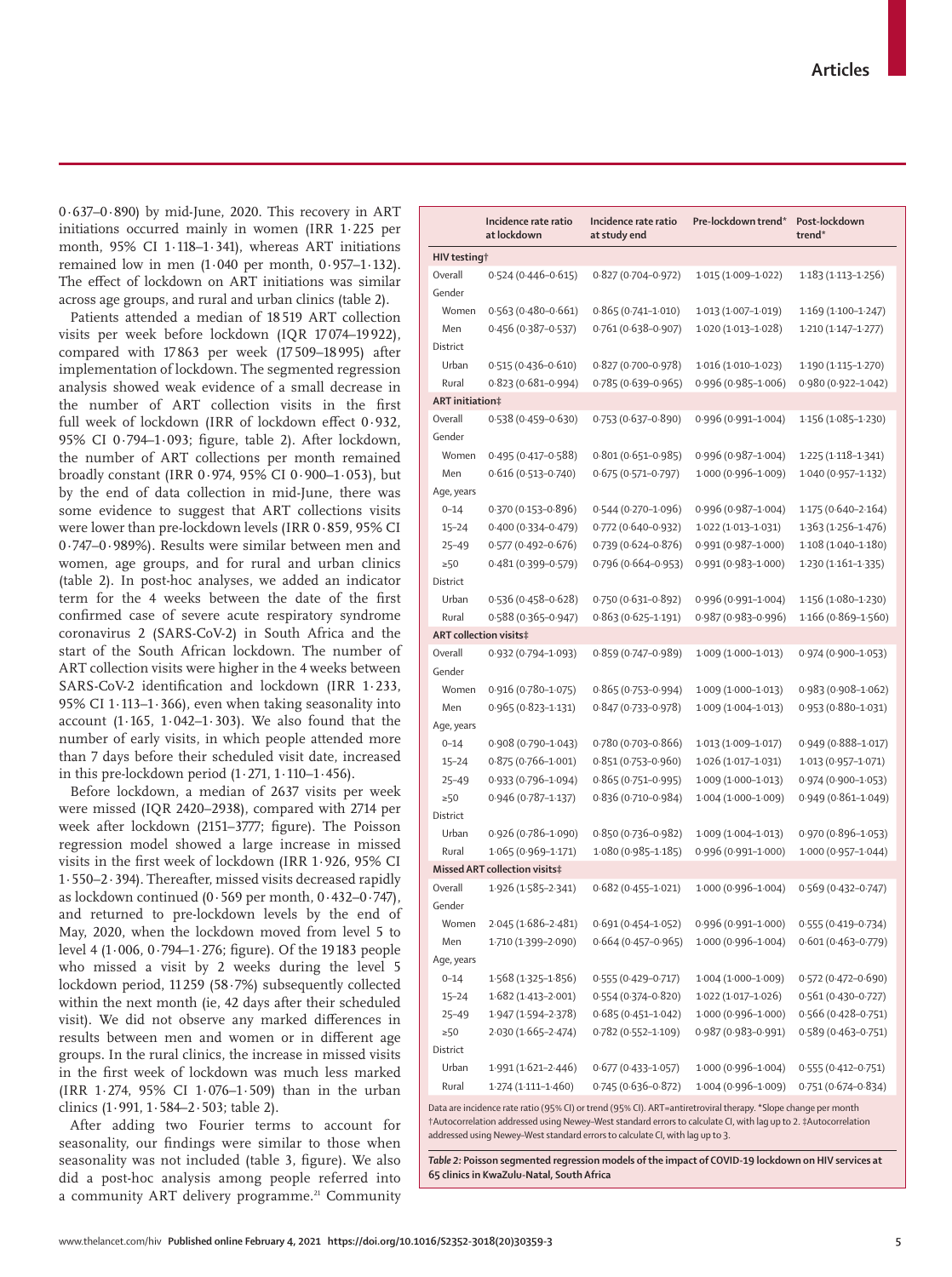0·637–0·890) by mid-June, 2020. This recovery in ART initiations occurred mainly in women (IRR 1·225 per month, 95% CI 1·118–1·341), whereas ART initiations remained low in men (1·040 per month, 0·957–1·132). The effect of lockdown on ART initiations was similar across age groups, and rural and urban clinics (table 2).

Patients attended a median of 18 519 ART collection visits per week before lockdown (IQR 17 074–19 922), compared with 17 863 per week (17 509–18 995) after implementation of lockdown. The segmented regression analysis showed weak evidence of a small decrease in the number of ART collection visits in the first full week of lockdown (IRR of lockdown effect 0·932, 95% CI 0·794–1·093; figure, table 2). After lockdown, the number of ART collections per month remained broadly constant (IRR 0·974, 95% CI 0·900–1·053), but by the end of data collection in mid-June, there was some evidence to suggest that ART collections visits were lower than pre-lockdown levels (IRR 0·859, 95% CI 0·747–0·989%). Results were similar between men and women, age groups, and for rural and urban clinics (table 2). In post-hoc analyses, we added an indicator term for the 4 weeks between the date of the first confirmed case of severe acute respiratory syndrome coronavirus 2 (SARS-CoV-2) in South Africa and the start of the South African lockdown. The number of ART collection visits were higher in the 4 weeks between SARS-CoV-2 identification and lockdown (IRR 1·233, 95% CI 1·113–1·366), even when taking seasonality into account (1·165, 1·042–1·303). We also found that the number of early visits, in which people attended more than 7 days before their scheduled visit date, increased in this pre-lockdown period (1·271, 1·110–1·456).

Before lockdown, a median of 2637 visits per week were missed (IQR 2420–2938), compared with 2714 per week after lockdown (2151–3777; figure). The Poisson regression model showed a large increase in missed visits in the first week of lockdown (IRR 1·926, 95% CI 1·550–2·394). Thereafter, missed visits decreased rapidly as lockdown continued (0·569 per month, 0·432–0·747), and returned to pre-lockdown levels by the end of May, 2020, when the lockdown moved from level 5 to level 4 (1·006, 0·794–1·276; figure). Of the 19 183 people who missed a visit by 2 weeks during the level 5 lockdown period, 11 259 (58·7%) subsequently collected within the next month (ie, 42 days after their scheduled visit). We did not observe any marked differences in results between men and women or in different age groups. In the rural clinics, the increase in missed visits in the first week of lockdown was much less marked (IRR 1·274, 95% CI 1·076–1·509) than in the urban clinics (1·991, 1·584–2·503; table 2).

After adding two Fourier terms to account for seasonality, our findings were similar to those when seasonality was not included (table 3, figure). We also did a post-hoc analysis among people referred into a community ART delivery programme.[21] Community

| | Incidence rate ratio at lockdown | Incidence rate ratio at study end | Pre-lockdown trend* | Post-lockdown trend* |
|---|---|---|---|---|
| **HIV testing†** | | | | |
| Overall | 0·524 (0·446–0·615) | 0·827 (0·704–0·972) | 1·015 (1·009–1·022) | 1·183 (1·113–1·256) |
| Gender | | | | |
| Women | 0·563 (0·480–0·661) | 0·865 (0·741–1·010) | 1·013 (1·007–1·019) | 1·169 (1·100–1·247) |
| Men | 0·456 (0·387–0·537) | 0·761 (0·638–0·907) | 1·020 (1·013–1·028) | 1·210 (1·147–1·277) |
| District | | | | |
| Urban | 0·515 (0·436–0·610) | 0·827 (0·700–0·978) | 1·016 (1·010–1·023) | 1·190 (1·115–1·270) |
| Rural | 0·823 (0·681–0·994) | 0·785 (0·639–0·965) | 0·996 (0·985–1·006) | 0·980 (0·922–1·042) |
| **ART initiation‡** | | | | |
| Overall | 0·538 (0·459–0·630) | 0·753 (0·637–0·890) | 0·996 (0·991–1·004) | 1·156 (1·085–1·230) |
| Gender | | | | |
| Women | 0·495 (0·417–0·588) | 0·801 (0·651–0·985) | 0·996 (0·987–1·004) | 1·225 (1·118–1·341) |
| Men | 0·616 (0·513–0·740) | 0·675 (0·571–0·797) | 1·000 (0·996–1·009) | 1·040 (0·957–1·132) |
| Age, years | | | | |
| 0–14 | 0·370 (0·153–0·896) | 0·544 (0·270–1·096) | 0·996 (0·987–1·004) | 1·175 (0·640–2·164) |
| 15–24 | 0·400 (0·334–0·479) | 0·772 (0·640–0·932) | 1·022 (1·013–1·031) | 1·363 (1·256–1·476) |
| 25–49 | 0·577 (0·492–0·676) | 0·739 (0·624–0·876) | 0·991 (0·987–1·000) | 1·108 (1·040–1·180) |
| ≥50 | 0·481 (0·399–0·579) | 0·796 (0·664–0·953) | 0·991 (0·983–1·000) | 1·230 (1·161–1·335) |
| District | | | | |
| Urban | 0·536 (0·458–0·628) | 0·750 (0·631–0·892) | 0·996 (0·991–1·004) | 1·156 (1·080–1·230) |
| Rural | 0·588 (0·365–0·947) | 0·863 (0·625–1·191) | 0·987 (0·983–0·996) | 1·166 (0·869–1·560) |
| **ART collection visits‡** | | | | |
| Overall | 0·932 (0·794–1·093) | 0·859 (0·747–0·989) | 1·009 (1·000–1·013) | 0·974 (0·900–1·053) |
| Gender | | | | |
| Women | 0·916 (0·780–1·075) | 0·865 (0·753–0·994) | 1·009 (1·000–1·013) | 0·983 (0·908–1·062) |
| Men | 0·965 (0·823–1·131) | 0·847 (0·733–0·978) | 1·009 (1·004–1·013) | 0·953 (0·880–1·031) |
| Age, years | | | | |
| 0–14 | 0·908 (0·790–1·043) | 0·780 (0·703–0·866) | 1·013 (1·009–1·017) | 0·949 (0·888–1·017) |
| 15–24 | 0·875 (0·766–1·001) | 0·851 (0·753–0·960) | 1·026 (1·017–1·031) | 1·013 (0·957–1·071) |
| 25–49 | 0·933 (0·796–1·094) | 0·865 (0·751–0·995) | 1·009 (1·000–1·013) | 0·974 (0·900–1·053) |
| ≥50 | 0·946 (0·787–1·137) | 0·836 (0·710–0·984) | 1·004 (1·000–1·009) | 0·949 (0·861–1·049) |
| District | | | | |
| Urban | 0·926 (0·786–1·090) | 0·850 (0·736–0·982) | 1·009 (1·004–1·013) | 0·970 (0·896–1·053) |
| Rural | 1·065 (0·969–1·171) | 1·080 (0·985–1·185) | 0·996 (0·991–1·000) | 1·000 (0·957–1·044) |
| **Missed ART collection visits‡** | | | | |
| Overall | 1·926 (1·585–2·341) | 0·682 (0·455–1·021) | 1·000 (0·996–1·004) | 0·569 (0·432–0·747) |
| Gender | | | | |
| Women | 2·045 (1·686–2·481) | 0·691 (0·454–1·052) | 0·996 (0·991–1·000) | 0·555 (0·419–0·734) |
| Men | 1·710 (1·399–2·090) | 0·664 (0·457–0·965) | 1·000 (0·996–1·004) | 0·601 (0·463–0·779) |
| Age, years | | | | |
| 0–14 | 1·568 (1·325–1·856) | 0·555 (0·429–0·717) | 1·004 (1·000–1·009) | 0·572 (0·472–0·690) |
| 15–24 | 1·682 (1·413–2·001) | 0·554 (0·374–0·820) | 1·022 (1·017–1·026) | 0·561 (0·430–0·727) |
| 25–49 | 1·947 (1·594–2·378) | 0·685 (0·451–1·042) | 1·000 (0·996–1·000) | 0·566 (0·428–0·751) |
| ≥50 | 2·030 (1·665–2·474) | 0·782 (0·552–1·109) | 0·987 (0·983–0·991) | 0·589 (0·463–0·751) |
| District | | | | |
| Urban | 1·991 (1·621–2·446) | 0·677 (0·433–1·057) | 1·000 (0·996–1·004) | 0·555 (0·412–0·751) |
| Rural | 1·274 (1·111–1·460) | 0·745 (0·636–0·872) | 1·004 (0·996–1·009) | 0·751 (0·674–0·834) |

Data are incidence rate ratio (95% CI) or trend (95% CI). ART=antiretroviral therapy. *Slope change per month †Autocorrelation addressed using Newey-West standard errors to calculate CI, with lag up to 2. ‡Autocorrelation addressed using Newey-West standard errors to calculate CI, with lag up to 3.

**Table 2: Poisson segmented regression models of the impact of COVID-19 lockdown on HIV services at 65 clinics in KwaZulu-Natal, South Africa**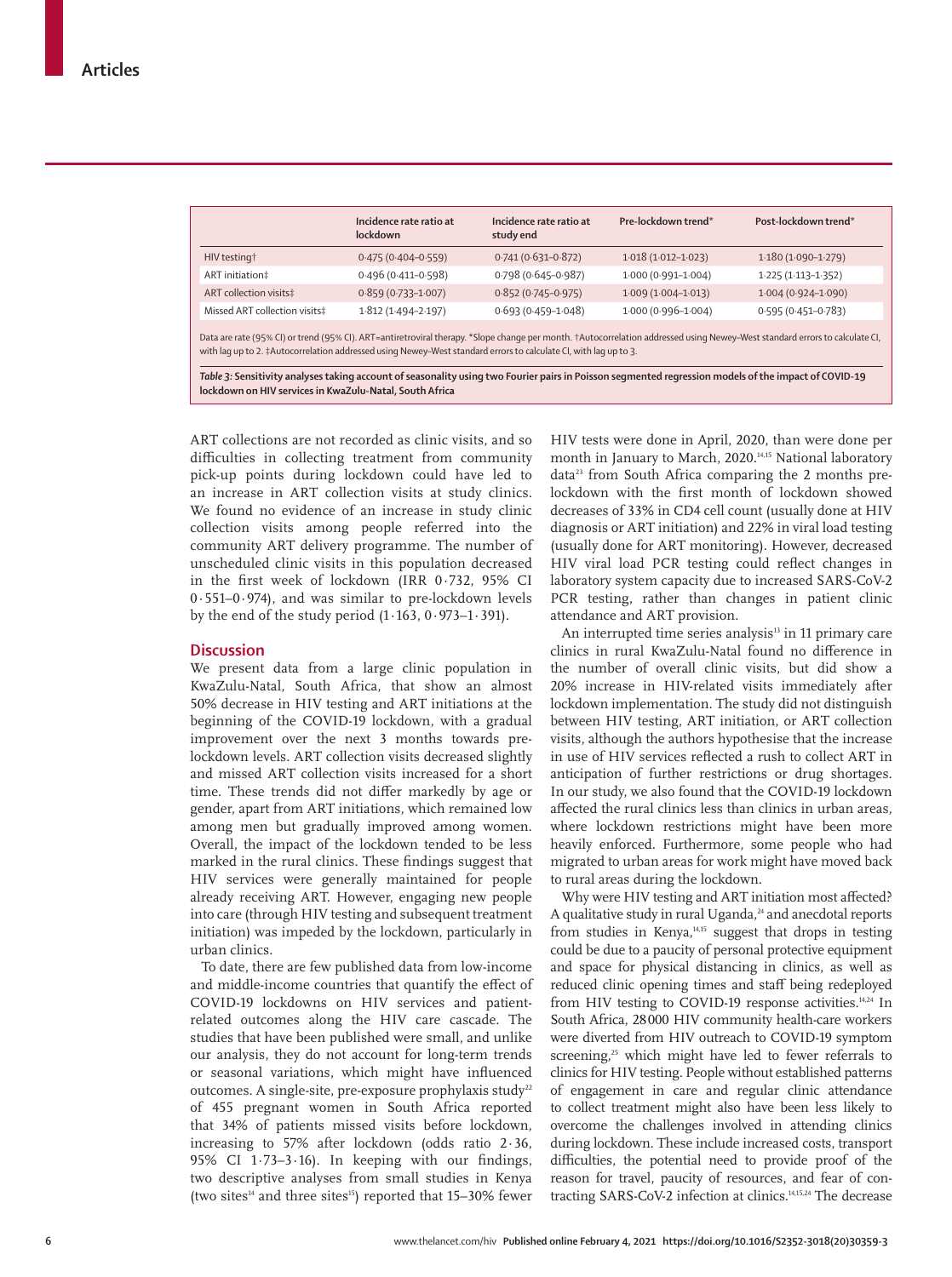|  | Incidence rate ratio at lockdown | Incidence rate ratio at study end | Pre-lockdown trend* | Post-lockdown trend* |
|---|---|---|---|---|
| HIV testing† | 0·475 (0·404–0·559) | 0·741 (0·631–0·872) | 1·018 (1·012–1·023) | 1·180 (1·090–1·279) |
| ART initiation‡ | 0·496 (0·411–0·598) | 0·798 (0·645–0·987) | 1·000 (0·991–1·004) | 1·225 (1·113–1·352) |
| ART collection visits‡ | 0·859 (0·733–1·007) | 0·852 (0·745–0·975) | 1·009 (1·004–1·013) | 1·004 (0·924–1·090) |
| Missed ART collection visits‡ | 1·812 (1·494–2·197) | 0·693 (0·459–1·048) | 1·000 (0·996–1·004) | 0·595 (0·451–0·783) |

Data are rate (95% CI) or trend (95% CI). ART=antiretroviral therapy. *Slope change per month. †Autocorrelation addressed using Newey-West standard errors to calculate CI, with lag up to 2. ‡Autocorrelation addressed using Newey-West standard errors to calculate CI, with lag up to 3.

***Table 3:*** **Sensitivity analyses taking account of seasonality using two Fourier pairs in Poisson segmented regression models of the impact of COVID-19 lockdown on HIV services in KwaZulu-Natal, South Africa**

ART collections are not recorded as clinic visits, and so difficulties in collecting treatment from community pick-up points during lockdown could have led to an increase in ART collection visits at study clinics. We found no evidence of an increase in study clinic collection visits among people referred into the community ART delivery programme. The number of unscheduled clinic visits in this population decreased in the first week of lockdown (IRR 0·732, 95% CI 0·551–0·974), and was similar to pre-lockdown levels by the end of the study period (1·163, 0·973–1·391).

## Discussion

We present data from a large clinic population in KwaZulu-Natal, South Africa, that show an almost 50% decrease in HIV testing and ART initiations at the beginning of the COVID-19 lockdown, with a gradual improvement over the next 3 months towards pre-lockdown levels. ART collection visits decreased slightly and missed ART collection visits increased for a short time. These trends did not differ markedly by age or gender, apart from ART initiations, which remained low among men but gradually improved among women. Overall, the impact of the lockdown tended to be less marked in the rural clinics. These findings suggest that HIV services were generally maintained for people already receiving ART. However, engaging new people into care (through HIV testing and subsequent treatment initiation) was impeded by the lockdown, particularly in urban clinics.

To date, there are few published data from low-income and middle-income countries that quantify the effect of COVID-19 lockdowns on HIV services and patient-related outcomes along the HIV care cascade. The studies that have been published were small, and unlike our analysis, they do not account for long-term trends or seasonal variations, which might have influenced outcomes. A single-site, pre-exposure prophylaxis study[22] of 455 pregnant women in South Africa reported that 34% of patients missed visits before lockdown, increasing to 57% after lockdown (odds ratio 2·36, 95% CI 1·73–3·16). In keeping with our findings, two descriptive analyses from small studies in Kenya (two sites[14] and three sites[15]) reported that 15–30% fewer HIV tests were done in April, 2020, than were done per month in January to March, 2020.[14,15] National laboratory data[23] from South Africa comparing the 2 months pre-lockdown with the first month of lockdown showed decreases of 33% in CD4 cell count (usually done at HIV diagnosis or ART initiation) and 22% in viral load testing (usually done for ART monitoring). However, decreased HIV viral load PCR testing could reflect changes in laboratory system capacity due to increased SARS-CoV-2 PCR testing, rather than changes in patient clinic attendance and ART provision.

An interrupted time series analysis[13] in 11 primary care clinics in rural KwaZulu-Natal found no difference in the number of overall clinic visits, but did show a 20% increase in HIV-related visits immediately after lockdown implementation. The study did not distinguish between HIV testing, ART initiation, or ART collection visits, although the authors hypothesise that the increase in use of HIV services reflected a rush to collect ART in anticipation of further restrictions or drug shortages. In our study, we also found that the COVID-19 lockdown affected the rural clinics less than clinics in urban areas, where lockdown restrictions might have been more heavily enforced. Furthermore, some people who had migrated to urban areas for work might have moved back to rural areas during the lockdown.

Why were HIV testing and ART initiation most affected? A qualitative study in rural Uganda,[24] and anecdotal reports from studies in Kenya,[14,15] suggest that drops in testing could be due to a paucity of personal protective equipment and space for physical distancing in clinics, as well as reduced clinic opening times and staff being redeployed from HIV testing to COVID-19 response activities.[14,24] In South Africa, 28 000 HIV community health-care workers were diverted from HIV outreach to COVID-19 symptom screening,[25] which might have led to fewer referrals to clinics for HIV testing. People without established patterns of engagement in care and regular clinic attendance to collect treatment might also have been less likely to overcome the challenges involved in attending clinics during lockdown. These include increased costs, transport difficulties, the potential need to provide proof of the reason for travel, paucity of resources, and fear of contracting SARS-CoV-2 infection at clinics.[14,15,24] The decrease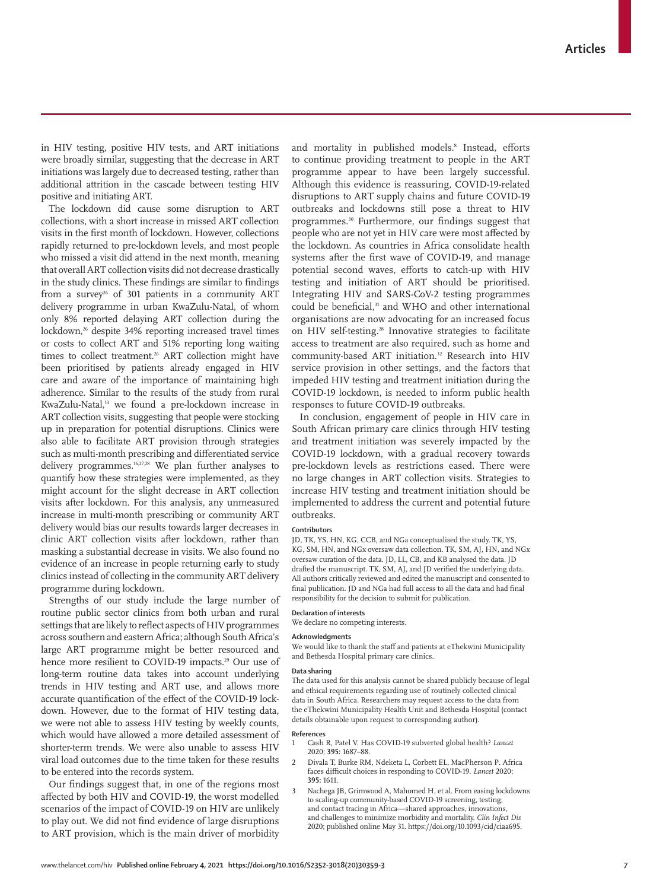in HIV testing, positive HIV tests, and ART initiations were broadly similar, suggesting that the decrease in ART initiations was largely due to decreased testing, rather than additional attrition in the cascade between testing HIV positive and initiating ART.

The lockdown did cause some disruption to ART collections, with a short increase in missed ART collection visits in the first month of lockdown. However, collections rapidly returned to pre-lockdown levels, and most people who missed a visit did attend in the next month, meaning that overall ART collection visits did not decrease drastically in the study clinics. These findings are similar to findings from a survey[26] of 301 patients in a community ART delivery programme in urban KwaZulu-Natal, of whom only 8% reported delaying ART collection during the lockdown,[26] despite 34% reporting increased travel times or costs to collect ART and 51% reporting long waiting times to collect treatment.[26] ART collection might have been prioritised by patients already engaged in HIV care and aware of the importance of maintaining high adherence. Similar to the results of the study from rural KwaZulu-Natal,[13] we found a pre-lockdown increase in ART collection visits, suggesting that people were stocking up in preparation for potential disruptions. Clinics were also able to facilitate ART provision through strategies such as multi-month prescribing and differentiated service delivery programmes.[16,27,28] We plan further analyses to quantify how these strategies were implemented, as they might account for the slight decrease in ART collection visits after lockdown. For this analysis, any unmeasured increase in multi-month prescribing or community ART delivery would bias our results towards larger decreases in clinic ART collection visits after lockdown, rather than masking a substantial decrease in visits. We also found no evidence of an increase in people returning early to study clinics instead of collecting in the community ART delivery programme during lockdown.

Strengths of our study include the large number of routine public sector clinics from both urban and rural settings that are likely to reflect aspects of HIV programmes across southern and eastern Africa; although South Africa's large ART programme might be better resourced and hence more resilient to COVID-19 impacts.[29] Our use of long-term routine data takes into account underlying trends in HIV testing and ART use, and allows more accurate quantification of the effect of the COVID-19 lockdown. However, due to the format of HIV testing data, we were not able to assess HIV testing by weekly counts, which would have allowed a more detailed assessment of shorter-term trends. We were also unable to assess HIV viral load outcomes due to the time taken for these results to be entered into the records system.

Our findings suggest that, in one of the regions most affected by both HIV and COVID-19, the worst modelled scenarios of the impact of COVID-19 on HIV are unlikely to play out. We did not find evidence of large disruptions to ART provision, which is the main driver of morbidity and mortality in published models.[8] Instead, efforts to continue providing treatment to people in the ART programme appear to have been largely successful. Although this evidence is reassuring, COVID-19-related disruptions to ART supply chains and future COVID-19 outbreaks and lockdowns still pose a threat to HIV programmes.[30] Furthermore, our findings suggest that people who are not yet in HIV care were most affected by the lockdown. As countries in Africa consolidate health systems after the first wave of COVID-19, and manage potential second waves, efforts to catch-up with HIV testing and initiation of ART should be prioritised. Integrating HIV and SARS-CoV-2 testing programmes could be beneficial,[31] and WHO and other international organisations are now advocating for an increased focus on HIV self-testing.[28] Innovative strategies to facilitate access to treatment are also required, such as home and community-based ART initiation.[32] Research into HIV service provision in other settings, and the factors that impeded HIV testing and treatment initiation during the COVID-19 lockdown, is needed to inform public health responses to future COVID-19 outbreaks.

In conclusion, engagement of people in HIV care in South African primary care clinics through HIV testing and treatment initiation was severely impacted by the COVID-19 lockdown, with a gradual recovery towards pre-lockdown levels as restrictions eased. There were no large changes in ART collection visits. Strategies to increase HIV testing and treatment initiation should be implemented to address the current and potential future outbreaks.

**Contributors**

JD, TK, YS, HN, KG, CCB, and NGa conceptualised the study. TK, YS, KG, SM, HN, and NGx oversaw data collection. TK, SM, AJ, HN, and NGx oversaw curation of the data. JD, LL, CB, and KB analysed the data. JD drafted the manuscript. TK, SM, AJ, and JD verified the underlying data. All authors critically reviewed and edited the manuscript and consented to final publication. JD and NGa had full access to all the data and had final responsibility for the decision to submit for publication.

**Declaration of interests**

We declare no competing interests.

**Acknowledgments**

We would like to thank the staff and patients at eThekwini Municipality and Bethesda Hospital primary care clinics.

**Data sharing**

The data used for this analysis cannot be shared publicly because of legal and ethical requirements regarding use of routinely collected clinical data in South Africa. Researchers may request access to the data from the eThekwini Municipality Health Unit and Bethesda Hospital (contact details obtainable upon request to corresponding author).

**References**

1. Cash R, Patel V. Has COVID-19 subverted global health? *Lancet* 2020; **395:** 1687–88.
2. Divala T, Burke RM, Ndeketa L, Corbett EL, MacPherson P. Africa faces difficult choices in responding to COVID-19. *Lancet* 2020; **395:** 1611.
3. Nachega JB, Grimwood A, Mahomed H, et al. From easing lockdowns to scaling-up community-based COVID-19 screening, testing, and contact tracing in Africa—shared approaches, innovations, and challenges to minimize morbidity and mortality. *Clin Infect Dis* 2020; published online May 31. https://doi.org/10.1093/cid/ciaa695.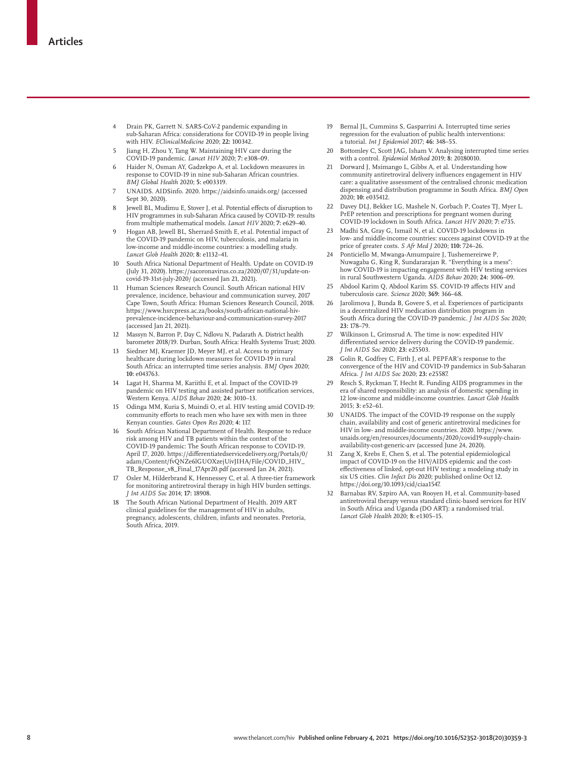4 Drain PK, Garrett N. SARS-CoV-2 pandemic expanding in sub-Saharan Africa: considerations for COVID-19 in people living with HIV. *EClinicalMedicine* 2020; **22:** 100342.

5 Jiang H, Zhou Y, Tang W. Maintaining HIV care during the COVID-19 pandemic. *Lancet HIV* 2020; **7:** e308–09.

6 Haider N, Osman AY, Gadzekpo A, et al. Lockdown measures in response to COVID-19 in nine sub-Saharan African countries. *BMJ Global Health* 2020; **5:** e003319.

7 UNAIDS. AIDSinfo. 2020. https://aidsinfo.unaids.org/ (accessed Sept 30, 2020).

8 Jewell BL, Mudimu E, Stover J, et al. Potential effects of disruption to HIV programmes in sub-Saharan Africa caused by COVID-19: results from multiple mathematical models. *Lancet HIV* 2020; **7:** e629–40.

9 Hogan AB, Jewell BL, Sherrard-Smith E, et al. Potential impact of the COVID-19 pandemic on HIV, tuberculosis, and malaria in low-income and middle-income countries: a modelling study. *Lancet Glob Health* 2020; **8:** e1132–41.

10 South Africa National Department of Health. Update on COVID-19 (July 31, 2020). https://sacoronavirus.co.za/2020/07/31/update-on-covid-19-31st-july-2020/ (accessed Jan 21, 2021).

11 Human Sciences Research Council. South African national HIV prevalence, incidence, behaviour and communication survey, 2017 Cape Town, South Africa: Human Sciences Research Council, 2018. https://www.hsrcpress.ac.za/books/south-african-national-hiv-prevalence-incidence-behaviour-and-communication-survey-2017 (accessed Jan 21, 2021).

12 Massyn N, Barron P, Day C, Ndlovu N, Padarath A. District health barometer 2018/19. Durban, South Africa: Health Systems Trust; 2020.

13 Siedner MJ, Kraemer JD, Meyer MJ, et al. Access to primary healthcare during lockdown measures for COVID-19 in rural South Africa: an interrupted time series analysis. *BMJ Open* 2020; **10:** e043763.

14 Lagat H, Sharma M, Kariithi E, et al. Impact of the COVID-19 pandemic on HIV testing and assisted partner notification services, Western Kenya. *AIDS Behav* 2020; **24:** 3010–13.

15 Odinga MM, Kuria S, Muindi O, et al. HIV testing amid COVID-19: community efforts to reach men who have sex with men in three Kenyan counties. *Gates Open Res* 2020; **4:** 117.

16 South African National Department of Health. Response to reduce risk among HIV and TB patients within the context of the COVID-19 pandemic: The South African response to COVID-19. April 17, 2020. https://differentiatedservicedelivery.org/Portals/0/adam/Content/fvQNZe6lGUOXzejUivJIHA/File/COVID_HIV_TB_Response_v8_Final_17Apr20.pdf (accessed Jan 24, 2021).

17 Osler M, Hilderbrand K, Hennessey C, et al. A three-tier framework for monitoring antiretroviral therapy in high HIV burden settings. *J Int AIDS Soc* 2014; **17:** 18908.

18 The South African National Department of Health. 2019 ART clinical guidelines for the management of HIV in adults, pregnancy, adolescents, children, infants and neonates. Pretoria, South Africa, 2019.

19 Bernal JL, Cummins S, Gasparrini A. Interrupted time series regression for the evaluation of public health interventions: a tutorial. *Int J Epidemiol* 2017; **46:** 348–55.

20 Bottomley C, Scott JAG, Isham V. Analysing interrupted time series with a control. *Epidemiol Method* 2019; **8:** 20180010.

21 Dorward J, Msimango L, Gibbs A, et al. Understanding how community antiretroviral delivery influences engagement in HIV care: a qualitative assessment of the centralised chronic medication dispensing and distribution programme in South Africa. *BMJ Open* 2020; **10:** e035412.

22 Davey DLJ, Bekker LG, Mashele N, Gorbach P, Coates TJ, Myer L. PrEP retention and prescriptions for pregnant women during COVID-19 lockdown in South Africa. *Lancet HIV* 2020; **7:** e735.

23 Madhi SA, Gray G, Ismail N, et al. COVID-19 lockdowns in low- and middle-income countries: success against COVID-19 at the price of greater costs. *S Afr Med J* 2020; **110:** 724–26.

24 Ponticiello M, Mwanga-Amumpaire J, Tushemereirwe P, Nuwagaba G, King R, Sundararajan R. "Everything is a mess": how COVID-19 is impacting engagement with HIV testing services in rural Southwestern Uganda. *AIDS Behav* 2020; **24:** 3006–09.

25 Abdool Karim Q, Abdool Karim SS. COVID-19 affects HIV and tuberculosis care. *Science* 2020; **369:** 366–68.

26 Jarolimova J, Bunda B, Govere S, et al. Experiences of participants in a decentralized HIV medication distribution program in South Africa during the COVID-19 pandemic. *J Int AIDS Soc* 2020; **23:** 178–79.

27 Wilkinson L, Grimsrud A. The time is now: expedited HIV differentiated service delivery during the COVID-19 pandemic. *J Int AIDS Soc* 2020; **23:** e25503.

28 Golin R, Godfrey C, Firth J, et al. PEPFAR's response to the convergence of the HIV and COVID-19 pandemics in Sub-Saharan Africa. *J Int AIDS Soc* 2020; **23:** e25587.

29 Resch S, Ryckman T, Hecht R. Funding AIDS programmes in the era of shared responsibility: an analysis of domestic spending in 12 low-income and middle-income countries. *Lancet Glob Health* 2015; **3:** e52–61.

30 UNAIDS. The impact of the COVID-19 response on the supply chain, availability and cost of generic antiretroviral medicines for HIV in low- and middle-income countries. 2020. https://www.unaids.org/en/resources/documents/2020/covid19-supply-chain-availability-cost-generic-arv (accessed June 24, 2020).

31 Zang X, Krebs E, Chen S, et al. The potential epidemiological impact of COVID-19 on the HIV/AIDS epidemic and the cost-effectiveness of linked, opt-out HIV testing: a modeling study in six US cities. *Clin Infect Dis* 2020; published online Oct 12. https://doi.org/10.1093/cid/ciaa1547.

32 Barnabas RV, Szpiro AA, van Rooyen H, et al. Community-based antiretroviral therapy versus standard clinic-based services for HIV in South Africa and Uganda (DO ART): a randomised trial. *Lancet Glob Health* 2020; **8:** e1305–15.